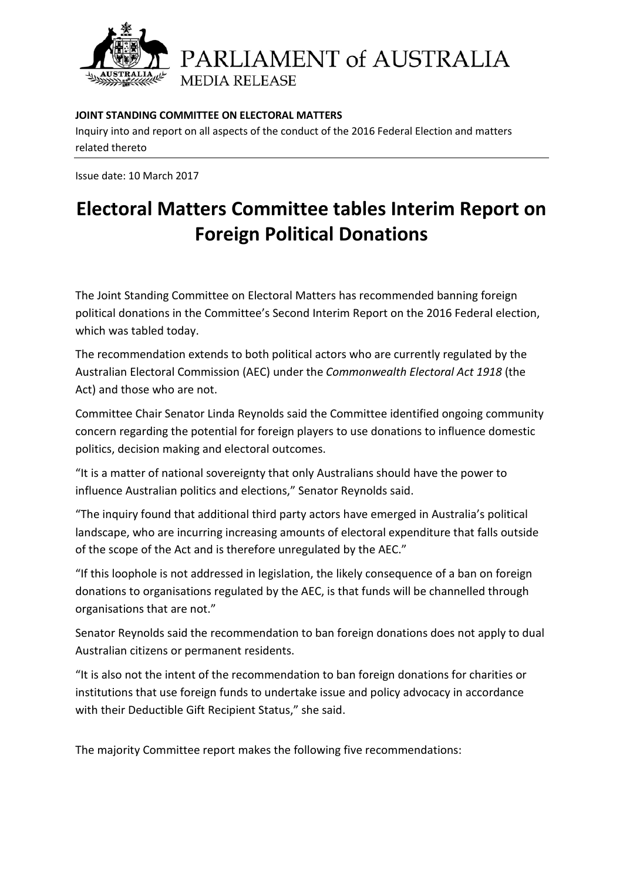PARLIAMENT of AUSTRALIA

MEDIA RELEASE

**JOINT STANDING COMMITTEE ON ELECTORAL MATTERS**

Inquiry into and report on all aspects of the conduct of the 2016 Federal Election and matters related thereto

Issue date: 10 March 2017

# Electoral Matters Committee tables Interim Report on Foreign Political Donations

The Joint Standing Committee on Electoral Matters has recommended banning foreign political donations in the Committee's Second Interim Report on the 2016 Federal election, which was tabled today.

The recommendation extends to both political actors who are currently regulated by the Australian Electoral Commission (AEC) under the *Commonwealth Electoral Act 1918* (the Act) and those who are not.

Committee Chair Senator Linda Reynolds said the Committee identified ongoing community concern regarding the potential for foreign players to use donations to influence domestic politics, decision making and electoral outcomes.

"It is a matter of national sovereignty that only Australians should have the power to influence Australian politics and elections," Senator Reynolds said.

"The inquiry found that additional third party actors have emerged in Australia's political landscape, who are incurring increasing amounts of electoral expenditure that falls outside of the scope of the Act and is therefore unregulated by the AEC."

"If this loophole is not addressed in legislation, the likely consequence of a ban on foreign donations to organisations regulated by the AEC, is that funds will be channelled through organisations that are not."

Senator Reynolds said the recommendation to ban foreign donations does not apply to dual Australian citizens or permanent residents.

"It is also not the intent of the recommendation to ban foreign donations for charities or institutions that use foreign funds to undertake issue and policy advocacy in accordance with their Deductible Gift Recipient Status," she said.

The majority Committee report makes the following five recommendations: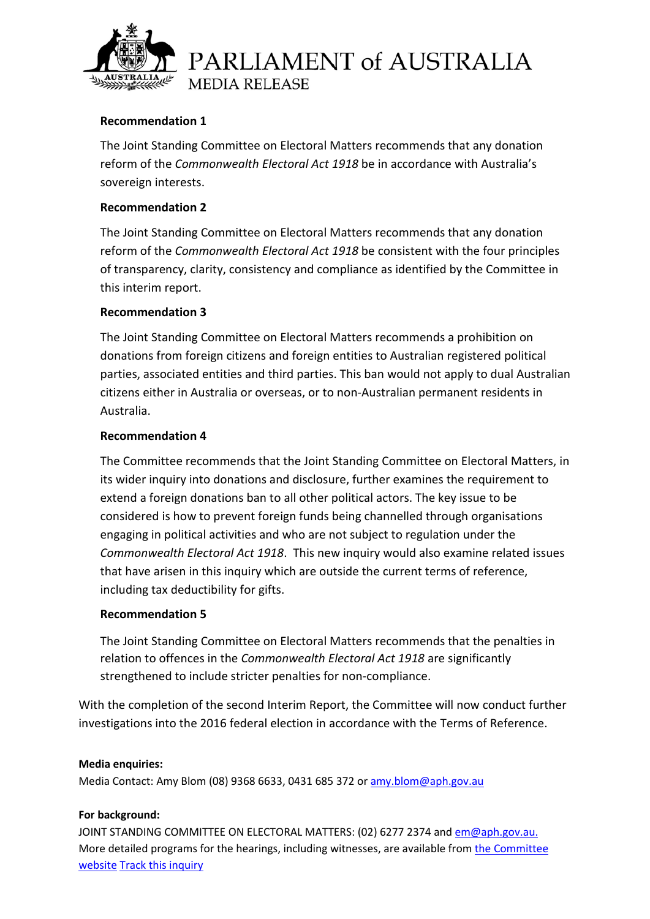**Recommendation 1**

The Joint Standing Committee on Electoral Matters recommends that any donation reform of the *Commonwealth Electoral Act 1918* be in accordance with Australia's sovereign interests.

**Recommendation 2**

The Joint Standing Committee on Electoral Matters recommends that any donation reform of the *Commonwealth Electoral Act 1918* be consistent with the four principles of transparency, clarity, consistency and compliance as identified by the Committee in this interim report.

**Recommendation 3**

The Joint Standing Committee on Electoral Matters recommends a prohibition on donations from foreign citizens and foreign entities to Australian registered political parties, associated entities and third parties. This ban would not apply to dual Australian citizens either in Australia or overseas, or to non-Australian permanent residents in Australia.

**Recommendation 4**

The Committee recommends that the Joint Standing Committee on Electoral Matters, in its wider inquiry into donations and disclosure, further examines the requirement to extend a foreign donations ban to all other political actors. The key issue to be considered is how to prevent foreign funds being channelled through organisations engaging in political activities and who are not subject to regulation under the *Commonwealth Electoral Act 1918*. This new inquiry would also examine related issues that have arisen in this inquiry which are outside the current terms of reference, including tax deductibility for gifts.

**Recommendation 5**

The Joint Standing Committee on Electoral Matters recommends that the penalties in relation to offences in the *Commonwealth Electoral Act 1918* are significantly strengthened to include stricter penalties for non-compliance.

With the completion of the second Interim Report, the Committee will now conduct further investigations into the 2016 federal election in accordance with the Terms of Reference.

**Media enquiries:**
Media Contact: Amy Blom (08) 9368 6633, 0431 685 372 or amy.blom@aph.gov.au

**For background:**
JOINT STANDING COMMITTEE ON ELECTORAL MATTERS: (02) 6277 2374 and em@aph.gov.au.
More detailed programs for the hearings, including witnesses, are available from the Committee website Track this inquiry